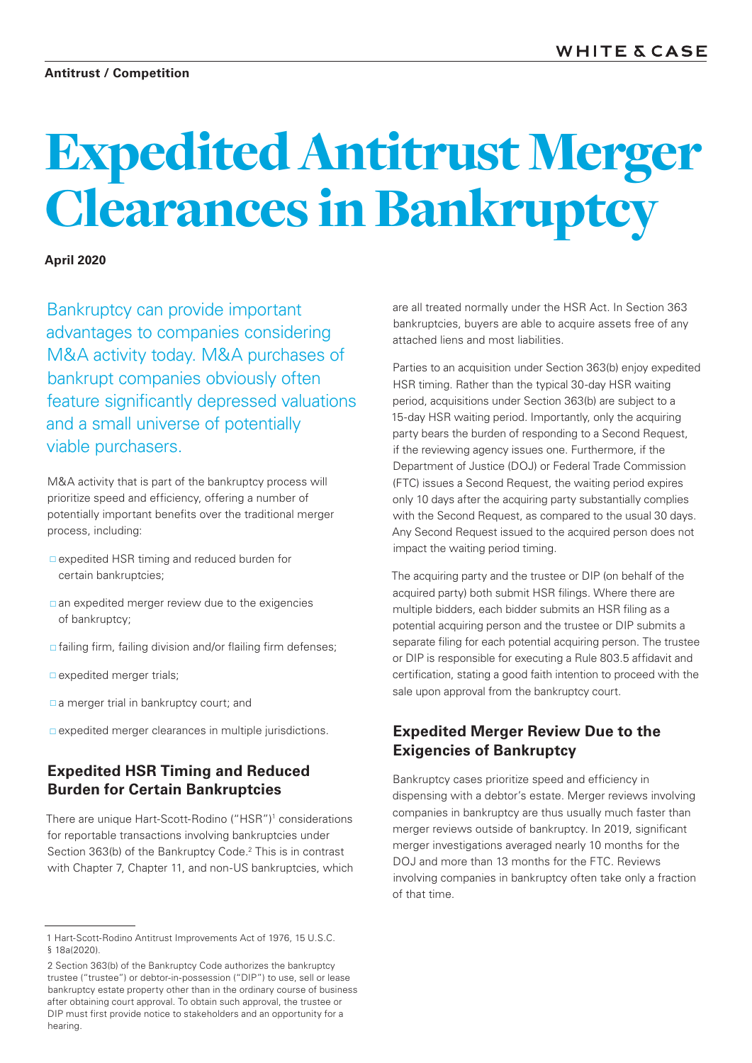Antitrust / Competition

# Expedited Antitrust Merger Clearances in Bankruptcy

**April 2020**

Bankruptcy can provide important advantages to companies considering M&A activity today. M&A purchases of bankrupt companies obviously often feature significantly depressed valuations and a small universe of potentially viable purchasers.

M&A activity that is part of the bankruptcy process will prioritize speed and efficiency, offering a number of potentially important benefits over the traditional merger process, including:

- expedited HSR timing and reduced burden for certain bankruptcies;
- an expedited merger review due to the exigencies of bankruptcy;
- failing firm, failing division and/or flailing firm defenses;
- expedited merger trials;
- a merger trial in bankruptcy court; and
- expedited merger clearances in multiple jurisdictions.

## Expedited HSR Timing and Reduced Burden for Certain Bankruptcies

There are unique Hart-Scott-Rodino ("HSR")[1] considerations for reportable transactions involving bankruptcies under Section 363(b) of the Bankruptcy Code.[2] This is in contrast with Chapter 7, Chapter 11, and non-US bankruptcies, which are all treated normally under the HSR Act. In Section 363 bankruptcies, buyers are able to acquire assets free of any attached liens and most liabilities.

Parties to an acquisition under Section 363(b) enjoy expedited HSR timing. Rather than the typical 30-day HSR waiting period, acquisitions under Section 363(b) are subject to a 15-day HSR waiting period. Importantly, only the acquiring party bears the burden of responding to a Second Request, if the reviewing agency issues one. Furthermore, if the Department of Justice (DOJ) or Federal Trade Commission (FTC) issues a Second Request, the waiting period expires only 10 days after the acquiring party substantially complies with the Second Request, as compared to the usual 30 days. Any Second Request issued to the acquired person does not impact the waiting period timing.

The acquiring party and the trustee or DIP (on behalf of the acquired party) both submit HSR filings. Where there are multiple bidders, each bidder submits an HSR filing as a potential acquiring person and the trustee or DIP submits a separate filing for each potential acquiring person. The trustee or DIP is responsible for executing a Rule 803.5 affidavit and certification, stating a good faith intention to proceed with the sale upon approval from the bankruptcy court.

## Expedited Merger Review Due to the Exigencies of Bankruptcy

Bankruptcy cases prioritize speed and efficiency in dispensing with a debtor's estate. Merger reviews involving companies in bankruptcy are thus usually much faster than merger reviews outside of bankruptcy. In 2019, significant merger investigations averaged nearly 10 months for the DOJ and more than 13 months for the FTC. Reviews involving companies in bankruptcy often take only a fraction of that time.

---

1 Hart-Scott-Rodino Antitrust Improvements Act of 1976, 15 U.S.C. § 18a(2020).

2 Section 363(b) of the Bankruptcy Code authorizes the bankruptcy trustee ("trustee") or debtor-in-possession ("DIP") to use, sell or lease bankruptcy estate property other than in the ordinary course of business after obtaining court approval. To obtain such approval, the trustee or DIP must first provide notice to stakeholders and an opportunity for a hearing.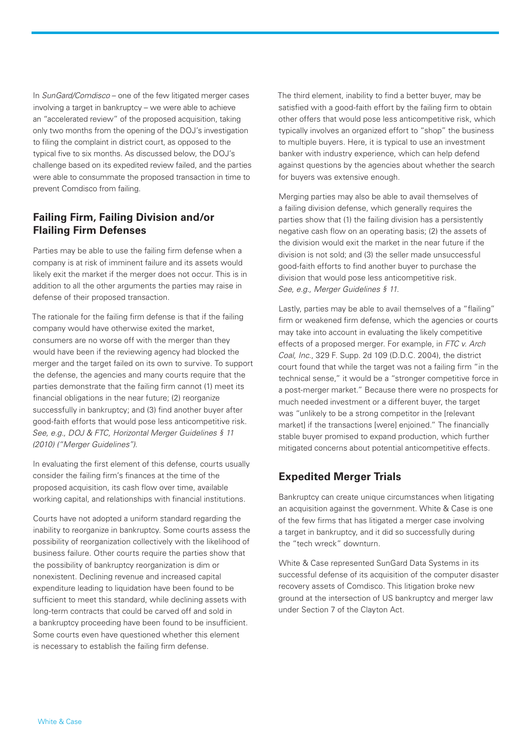In *SunGard/Comdisco* – one of the few litigated merger cases involving a target in bankruptcy – we were able to achieve an "accelerated review" of the proposed acquisition, taking only two months from the opening of the DOJ's investigation to filing the complaint in district court, as opposed to the typical five to six months. As discussed below, the DOJ's challenge based on its expedited review failed, and the parties were able to consummate the proposed transaction in time to prevent Comdisco from failing.

## Failing Firm, Failing Division and/or Flailing Firm Defenses

Parties may be able to use the failing firm defense when a company is at risk of imminent failure and its assets would likely exit the market if the merger does not occur. This is in addition to all the other arguments the parties may raise in defense of their proposed transaction.

The rationale for the failing firm defense is that if the failing company would have otherwise exited the market, consumers are no worse off with the merger than they would have been if the reviewing agency had blocked the merger and the target failed on its own to survive. To support the defense, the agencies and many courts require that the parties demonstrate that the failing firm cannot (1) meet its financial obligations in the near future; (2) reorganize successfully in bankruptcy; and (3) find another buyer after good-faith efforts that would pose less anticompetitive risk. *See, e.g., DOJ & FTC, Horizontal Merger Guidelines § 11 (2010) ("Merger Guidelines").*

In evaluating the first element of this defense, courts usually consider the failing firm's finances at the time of the proposed acquisition, its cash flow over time, available working capital, and relationships with financial institutions.

Courts have not adopted a uniform standard regarding the inability to reorganize in bankruptcy. Some courts assess the possibility of reorganization collectively with the likelihood of business failure. Other courts require the parties show that the possibility of bankruptcy reorganization is dim or nonexistent. Declining revenue and increased capital expenditure leading to liquidation have been found to be sufficient to meet this standard, while declining assets with long-term contracts that could be carved off and sold in a bankruptcy proceeding have been found to be insufficient. Some courts even have questioned whether this element is necessary to establish the failing firm defense.

The third element, inability to find a better buyer, may be satisfied with a good-faith effort by the failing firm to obtain other offers that would pose less anticompetitive risk, which typically involves an organized effort to "shop" the business to multiple buyers. Here, it is typical to use an investment banker with industry experience, which can help defend against questions by the agencies about whether the search for buyers was extensive enough.

Merging parties may also be able to avail themselves of a failing division defense, which generally requires the parties show that (1) the failing division has a persistently negative cash flow on an operating basis; (2) the assets of the division would exit the market in the near future if the division is not sold; and (3) the seller made unsuccessful good-faith efforts to find another buyer to purchase the division that would pose less anticompetitive risk. *See, e.g., Merger Guidelines § 11.*

Lastly, parties may be able to avail themselves of a "flailing" firm or weakened firm defense, which the agencies or courts may take into account in evaluating the likely competitive effects of a proposed merger. For example, in *FTC v. Arch Coal, Inc.*, 329 F. Supp. 2d 109 (D.D.C. 2004), the district court found that while the target was not a failing firm "in the technical sense," it would be a "stronger competitive force in a post-merger market." Because there were no prospects for much needed investment or a different buyer, the target was "unlikely to be a strong competitor in the [relevant market] if the transactions [were] enjoined." The financially stable buyer promised to expand production, which further mitigated concerns about potential anticompetitive effects.

## Expedited Merger Trials

Bankruptcy can create unique circumstances when litigating an acquisition against the government. White & Case is one of the few firms that has litigated a merger case involving a target in bankruptcy, and it did so successfully during the "tech wreck" downturn.

White & Case represented SunGard Data Systems in its successful defense of its acquisition of the computer disaster recovery assets of Comdisco. This litigation broke new ground at the intersection of US bankruptcy and merger law under Section 7 of the Clayton Act.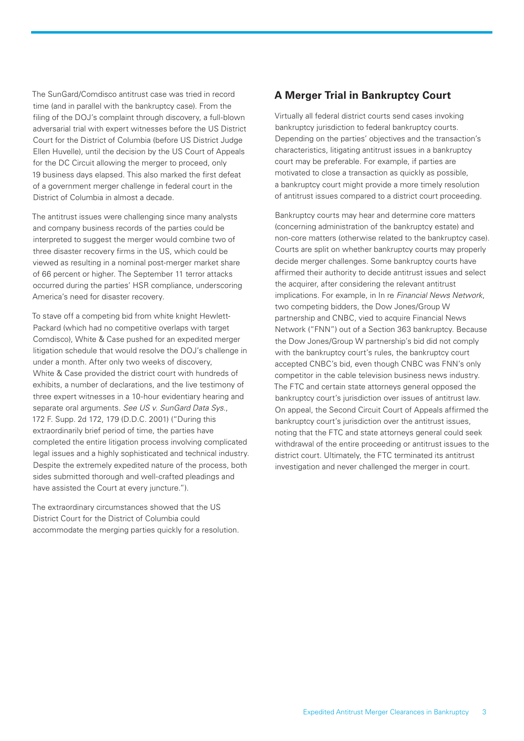The SunGard/Comdisco antitrust case was tried in record time (and in parallel with the bankruptcy case). From the filing of the DOJ's complaint through discovery, a full-blown adversarial trial with expert witnesses before the US District Court for the District of Columbia (before US District Judge Ellen Huvelle), until the decision by the US Court of Appeals for the DC Circuit allowing the merger to proceed, only 19 business days elapsed. This also marked the first defeat of a government merger challenge in federal court in the District of Columbia in almost a decade.

The antitrust issues were challenging since many analysts and company business records of the parties could be interpreted to suggest the merger would combine two of three disaster recovery firms in the US, which could be viewed as resulting in a nominal post-merger market share of 66 percent or higher. The September 11 terror attacks occurred during the parties' HSR compliance, underscoring America's need for disaster recovery.

To stave off a competing bid from white knight Hewlett-Packard (which had no competitive overlaps with target Comdisco), White & Case pushed for an expedited merger litigation schedule that would resolve the DOJ's challenge in under a month. After only two weeks of discovery, White & Case provided the district court with hundreds of exhibits, a number of declarations, and the live testimony of three expert witnesses in a 10-hour evidentiary hearing and separate oral arguments. *See US v. SunGard Data Sys.*, 172 F. Supp. 2d 172, 179 (D.D.C. 2001) ("During this extraordinarily brief period of time, the parties have completed the entire litigation process involving complicated legal issues and a highly sophisticated and technical industry. Despite the extremely expedited nature of the process, both sides submitted thorough and well-crafted pleadings and have assisted the Court at every juncture.").

The extraordinary circumstances showed that the US District Court for the District of Columbia could accommodate the merging parties quickly for a resolution.

## A Merger Trial in Bankruptcy Court

Virtually all federal district courts send cases invoking bankruptcy jurisdiction to federal bankruptcy courts. Depending on the parties' objectives and the transaction's characteristics, litigating antitrust issues in a bankruptcy court may be preferable. For example, if parties are motivated to close a transaction as quickly as possible, a bankruptcy court might provide a more timely resolution of antitrust issues compared to a district court proceeding.

Bankruptcy courts may hear and determine core matters (concerning administration of the bankruptcy estate) and non-core matters (otherwise related to the bankruptcy case). Courts are split on whether bankruptcy courts may properly decide merger challenges. Some bankruptcy courts have affirmed their authority to decide antitrust issues and select the acquirer, after considering the relevant antitrust implications. For example, in In re *Financial News Network*, two competing bidders, the Dow Jones/Group W partnership and CNBC, vied to acquire Financial News Network ("FNN") out of a Section 363 bankruptcy. Because the Dow Jones/Group W partnership's bid did not comply with the bankruptcy court's rules, the bankruptcy court accepted CNBC's bid, even though CNBC was FNN's only competitor in the cable television business news industry. The FTC and certain state attorneys general opposed the bankruptcy court's jurisdiction over issues of antitrust law. On appeal, the Second Circuit Court of Appeals affirmed the bankruptcy court's jurisdiction over the antitrust issues, noting that the FTC and state attorneys general could seek withdrawal of the entire proceeding or antitrust issues to the district court. Ultimately, the FTC terminated its antitrust investigation and never challenged the merger in court.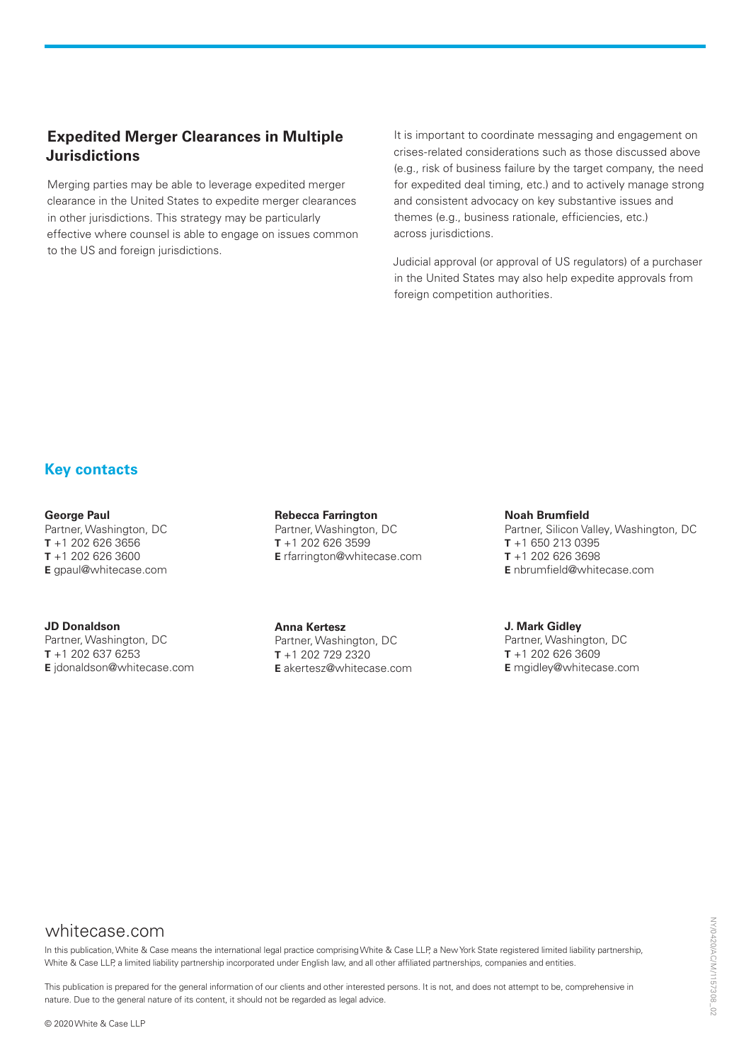## Expedited Merger Clearances in Multiple Jurisdictions

Merging parties may be able to leverage expedited merger clearance in the United States to expedite merger clearances in other jurisdictions. This strategy may be particularly effective where counsel is able to engage on issues common to the US and foreign jurisdictions.

It is important to coordinate messaging and engagement on crises-related considerations such as those discussed above (e.g., risk of business failure by the target company, the need for expedited deal timing, etc.) and to actively manage strong and consistent advocacy on key substantive issues and themes (e.g., business rationale, efficiencies, etc.) across jurisdictions.

Judicial approval (or approval of US regulators) of a purchaser in the United States may also help expedite approvals from foreign competition authorities.

## Key contacts

**George Paul**
Partner, Washington, DC
**T** +1 202 626 3656
**T** +1 202 626 3600
**E** gpaul@whitecase.com

**Rebecca Farrington**
Partner, Washington, DC
**T** +1 202 626 3599
**E** rfarrington@whitecase.com

**Noah Brumfield**
Partner, Silicon Valley, Washington, DC
**T** +1 650 213 0395
**T** +1 202 626 3698
**E** nbrumfield@whitecase.com

**JD Donaldson**
Partner, Washington, DC
**T** +1 202 637 6253
**E** jdonaldson@whitecase.com

**Anna Kertesz**
Partner, Washington, DC
**T** +1 202 729 2320
**E** akertesz@whitecase.com

**J. Mark Gidley**
Partner, Washington, DC
**T** +1 202 626 3609
**E** mgidley@whitecase.com

whitecase.com

In this publication, White & Case means the international legal practice comprising White & Case LLP, a New York State registered limited liability partnership, White & Case LLP, a limited liability partnership incorporated under English law, and all other affiliated partnerships, companies and entities.

This publication is prepared for the general information of our clients and other interested persons. It is not, and does not attempt to be, comprehensive in nature. Due to the general nature of its content, it should not be regarded as legal advice.

© 2020 White & Case LLP

NY/0420/AC/M/157308_02